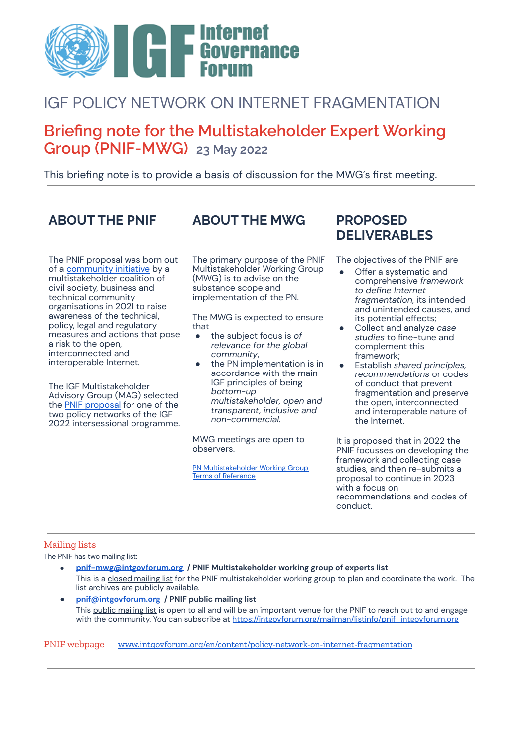IGF Internet Governance Forum

# IGF POLICY NETWORK ON INTERNET FRAGMENTATION

## Briefing note for the Multistakeholder Expert Working Group (PNIF-MWG) 23 May 2022

This briefing note is to provide a basis of discussion for the MWG's first meeting.

## ABOUT THE PNIF

The PNIF proposal was born out of a community initiative by a multistakeholder coalition of civil society, business and technical community organisations in 2021 to raise awareness of the technical, policy, legal and regulatory measures and actions that pose a risk to the open, interconnected and interoperable Internet.

The IGF Multistakeholder Advisory Group (MAG) selected the PNIF proposal for one of the two policy networks of the IGF 2022 intersessional programme.

## ABOUT THE MWG

The primary purpose of the PNIF Multistakeholder Working Group (MWG) is to advise on the substance scope and implementation of the PN.

The MWG is expected to ensure that

- the subject focus is *of relevance for the global community*,
- the PN implementation is in accordance with the main IGF principles of being *bottom-up multistakeholder, open and transparent, inclusive and non-commercial.*

MWG meetings are open to observers.

PN Multistakeholder Working Group Terms of Reference

## PROPOSED DELIVERABLES

The objectives of the PNIF are

- Offer a systematic and comprehensive *framework to define Internet fragmentation*, its intended and unintended causes, and its potential effects;
- Collect and analyze *case studies* to fine-tune and complement this framework;
- Establish *shared principles, recommendations* or codes of conduct that prevent fragmentation and preserve the open, interconnected and interoperable nature of the Internet.

It is proposed that in 2022 the PNIF focusses on developing the framework and collecting case studies, and then re-submits a proposal to continue in 2023 with a focus on recommendations and codes of conduct.

### Mailing lists

The PNIF has two mailing list:

- **pnif-mwg@intgovforum.org / PNIF Multistakeholder working group of experts list**
  This is a closed mailing list for the PNIF multistakeholder working group to plan and coordinate the work. The list archives are publicly available.
- **pnif@intgovforum.org / PNIF public mailing list**
  This public mailing list is open to all and will be an important venue for the PNIF to reach out to and engage with the community. You can subscribe at https://intgovforum.org/mailman/listinfo/pnif_intgovforum.org

PNIF webpage www.intgovforum.org/en/content/policy-network-on-internet-fragmentation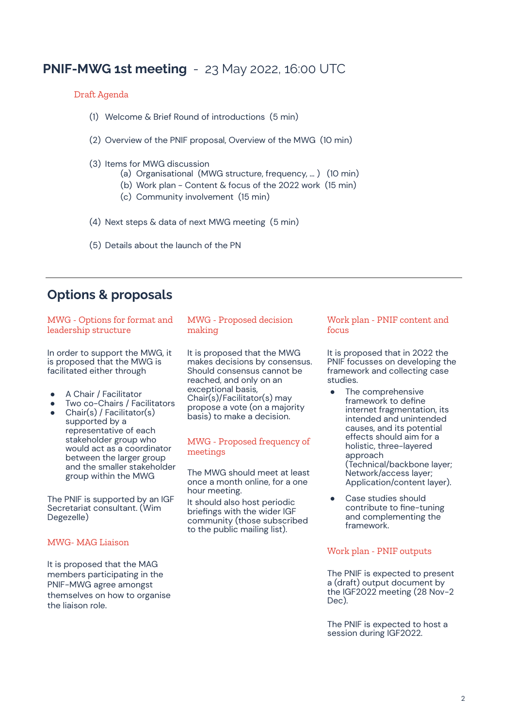## **PNIF-MWG 1st meeting** - 23 May 2022, 16:00 UTC

Draft Agenda

(1) Welcome & Brief Round of introductions (5 min)

(2) Overview of the PNIF proposal, Overview of the MWG (10 min)

(3) Items for MWG discussion
  - (a) Organisational (MWG structure, frequency, ... ) (10 min)
  - (b) Work plan - Content & focus of the 2022 work (15 min)
  - (c) Community involvement (15 min)

(4) Next steps & data of next MWG meeting (5 min)

(5) Details about the launch of the PN

---

## Options & proposals

### MWG - Options for format and leadership structure

In order to support the MWG, it is proposed that the MWG is facilitated either through

- A Chair / Facilitator
- Two co-Chairs / Facilitators
- Chair(s) / Facilitator(s) supported by a representative of each stakeholder group who would act as a coordinator between the larger group and the smaller stakeholder group within the MWG

The PNIF is supported by an IGF Secretariat consultant. (Wim Degezelle)

### MWG- MAG Liaison

It is proposed that the MAG members participating in the PNIF-MWG agree amongst themselves on how to organise the liaison role.

### MWG - Proposed decision making

It is proposed that the MWG makes decisions by consensus. Should consensus cannot be reached, and only on an exceptional basis, Chair(s)/Facilitator(s) may propose a vote (on a majority basis) to make a decision.

### MWG - Proposed frequency of meetings

The MWG should meet at least once a month online, for a one hour meeting.

It should also host periodic briefings with the wider IGF community (those subscribed to the public mailing list).

### Work plan - PNIF content and focus

It is proposed that in 2022 the PNIF focusses on developing the framework and collecting case studies.

- The comprehensive framework to define internet fragmentation, its intended and unintended causes, and its potential effects should aim for a holistic, three-layered approach (Technical/backbone layer; Network/access layer; Application/content layer).
- Case studies should contribute to fine-tuning and complementing the framework.

### Work plan - PNIF outputs

The PNIF is expected to present a (draft) output document by the IGF2022 meeting (28 Nov-2 Dec).

The PNIF is expected to host a session during IGF2022.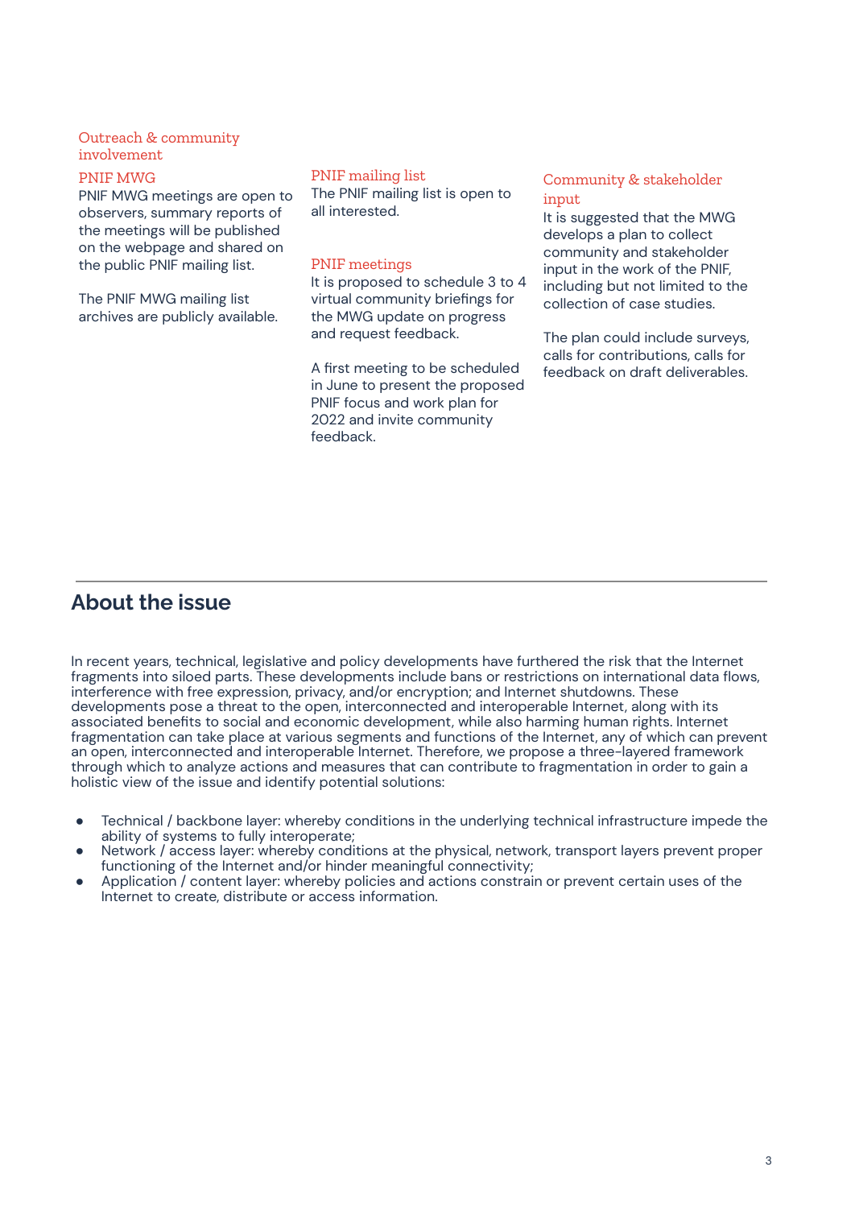### Outreach & community involvement

#### PNIF MWG

PNIF MWG meetings are open to observers, summary reports of the meetings will be published on the webpage and shared on the public PNIF mailing list.

The PNIF MWG mailing list archives are publicly available.

#### PNIF mailing list

The PNIF mailing list is open to all interested.

#### PNIF meetings

It is proposed to schedule 3 to 4 virtual community briefings for the MWG update on progress and request feedback.

A first meeting to be scheduled in June to present the proposed PNIF focus and work plan for 2022 and invite community feedback.

#### Community & stakeholder input

It is suggested that the MWG develops a plan to collect community and stakeholder input in the work of the PNIF, including but not limited to the collection of case studies.

The plan could include surveys, calls for contributions, calls for feedback on draft deliverables.

## About the issue

In recent years, technical, legislative and policy developments have furthered the risk that the Internet fragments into siloed parts. These developments include bans or restrictions on international data flows, interference with free expression, privacy, and/or encryption; and Internet shutdowns. These developments pose a threat to the open, interconnected and interoperable Internet, along with its associated benefits to social and economic development, while also harming human rights. Internet fragmentation can take place at various segments and functions of the Internet, any of which can prevent an open, interconnected and interoperable Internet. Therefore, we propose a three-layered framework through which to analyze actions and measures that can contribute to fragmentation in order to gain a holistic view of the issue and identify potential solutions:

- Technical / backbone layer: whereby conditions in the underlying technical infrastructure impede the ability of systems to fully interoperate;
- Network / access layer: whereby conditions at the physical, network, transport layers prevent proper functioning of the Internet and/or hinder meaningful connectivity;
- Application / content layer: whereby policies and actions constrain or prevent certain uses of the Internet to create, distribute or access information.